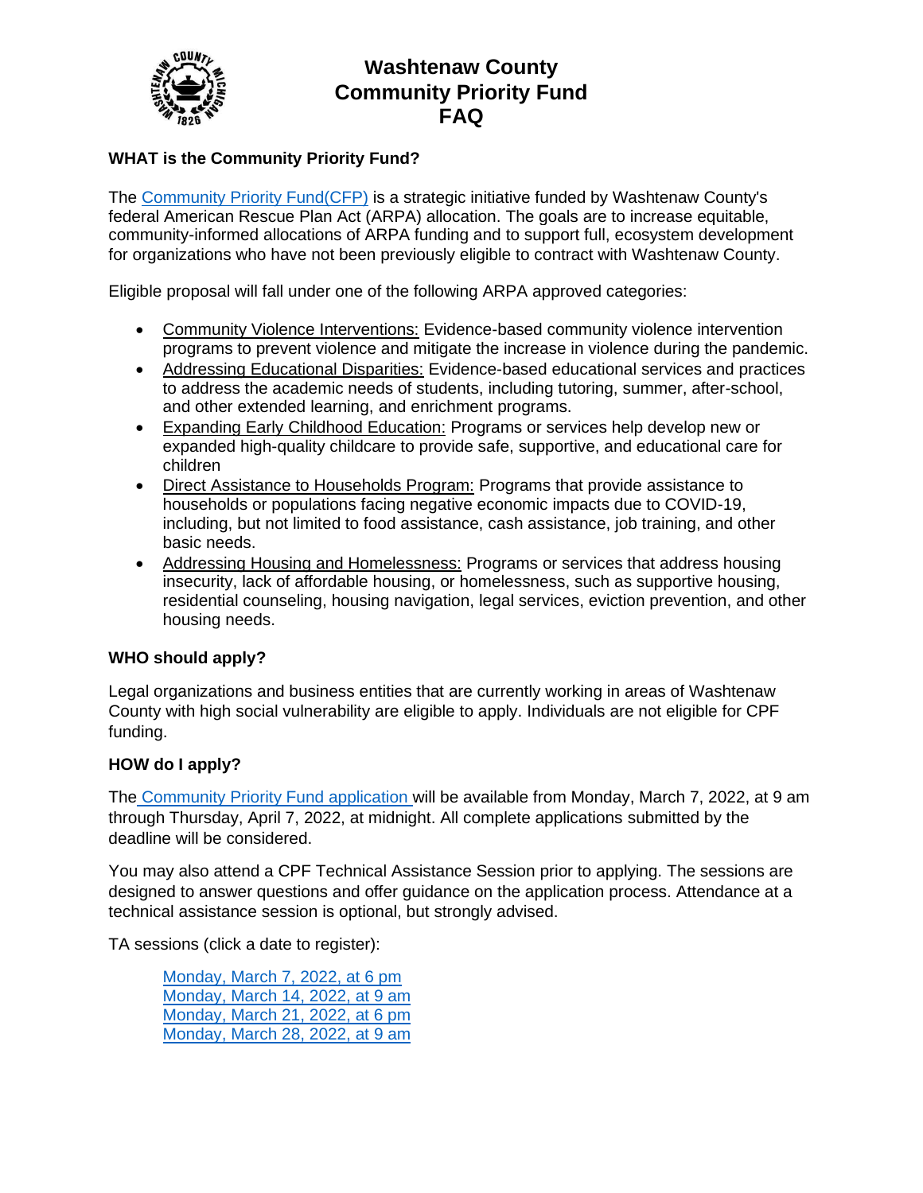# Washtenaw County
# Community Priority Fund
# FAQ

### WHAT is the Community Priority Fund?

The Community Priority Fund(CFP) is a strategic initiative funded by Washtenaw County's federal American Rescue Plan Act (ARPA) allocation. The goals are to increase equitable, community-informed allocations of ARPA funding and to support full, ecosystem development for organizations who have not been previously eligible to contract with Washtenaw County.

Eligible proposal will fall under one of the following ARPA approved categories:

- Community Violence Interventions: Evidence-based community violence intervention programs to prevent violence and mitigate the increase in violence during the pandemic.
- Addressing Educational Disparities: Evidence-based educational services and practices to address the academic needs of students, including tutoring, summer, after-school, and other extended learning, and enrichment programs.
- Expanding Early Childhood Education: Programs or services help develop new or expanded high-quality childcare to provide safe, supportive, and educational care for children
- Direct Assistance to Households Program: Programs that provide assistance to households or populations facing negative economic impacts due to COVID-19, including, but not limited to food assistance, cash assistance, job training, and other basic needs.
- Addressing Housing and Homelessness: Programs or services that address housing insecurity, lack of affordable housing, or homelessness, such as supportive housing, residential counseling, housing navigation, legal services, eviction prevention, and other housing needs.

### WHO should apply?

Legal organizations and business entities that are currently working in areas of Washtenaw County with high social vulnerability are eligible to apply. Individuals are not eligible for CPF funding.

### HOW do I apply?

The Community Priority Fund application will be available from Monday, March 7, 2022, at 9 am through Thursday, April 7, 2022, at midnight. All complete applications submitted by the deadline will be considered.

You may also attend a CPF Technical Assistance Session prior to applying. The sessions are designed to answer questions and offer guidance on the application process. Attendance at a technical assistance session is optional, but strongly advised.

TA sessions (click a date to register):

Monday, March 7, 2022, at 6 pm
Monday, March 14, 2022, at 9 am
Monday, March 21, 2022, at 6 pm
Monday, March 28, 2022, at 9 am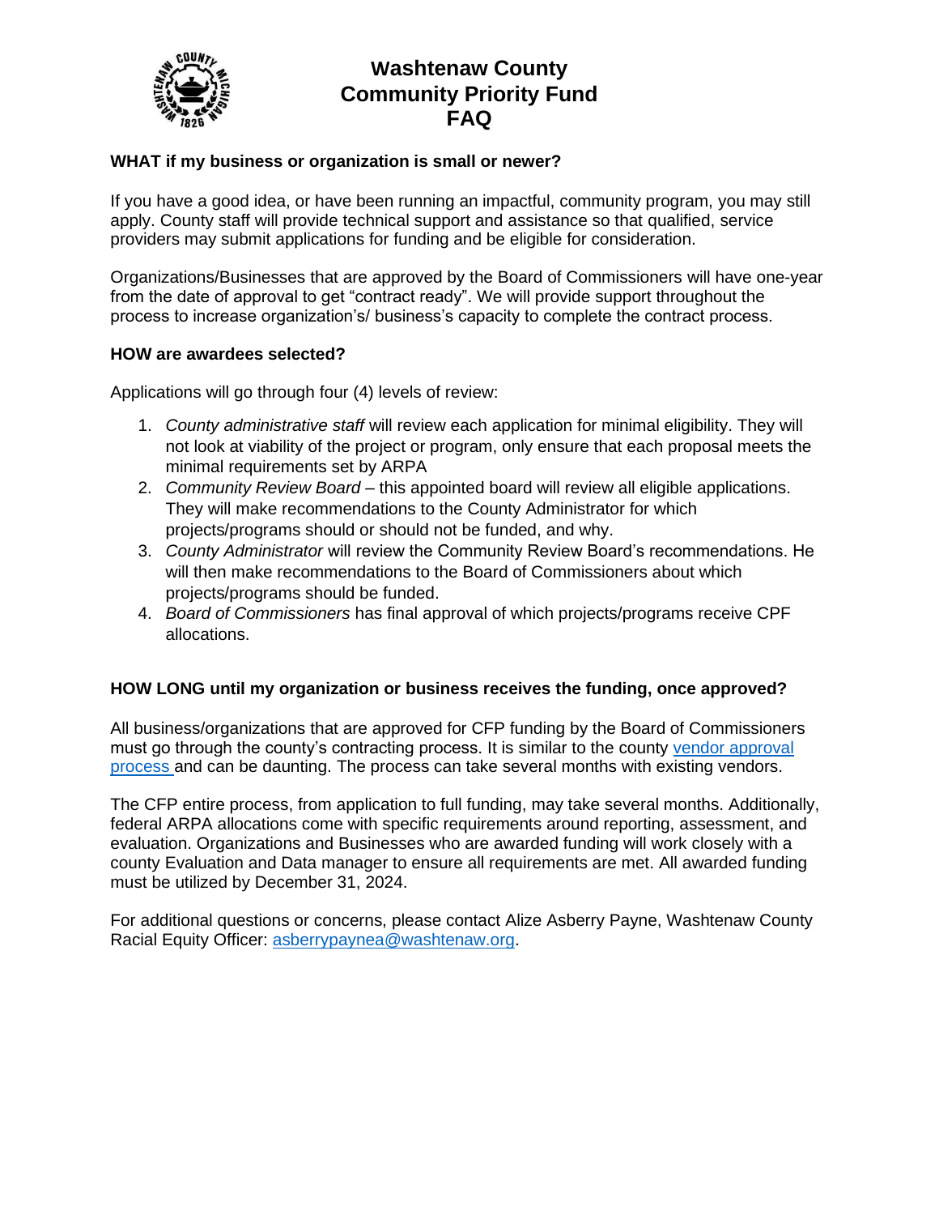# Washtenaw County Community Priority Fund FAQ

**WHAT if my business or organization is small or newer?**

If you have a good idea, or have been running an impactful, community program, you may still apply. County staff will provide technical support and assistance so that qualified, service providers may submit applications for funding and be eligible for consideration.

Organizations/Businesses that are approved by the Board of Commissioners will have one-year from the date of approval to get "contract ready". We will provide support throughout the process to increase organization's/ business's capacity to complete the contract process.

**HOW are awardees selected?**

Applications will go through four (4) levels of review:

1. *County administrative staff* will review each application for minimal eligibility. They will not look at viability of the project or program, only ensure that each proposal meets the minimal requirements set by ARPA
2. *Community Review Board* – this appointed board will review all eligible applications. They will make recommendations to the County Administrator for which projects/programs should or should not be funded, and why.
3. *County Administrator* will review the Community Review Board's recommendations. He will then make recommendations to the Board of Commissioners about which projects/programs should be funded.
4. *Board of Commissioners* has final approval of which projects/programs receive CPF allocations.

**HOW LONG until my organization or business receives the funding, once approved?**

All business/organizations that are approved for CFP funding by the Board of Commissioners must go through the county's contracting process. It is similar to the county [vendor approval process](#) and can be daunting. The process can take several months with existing vendors.

The CFP entire process, from application to full funding, may take several months. Additionally, federal ARPA allocations come with specific requirements around reporting, assessment, and evaluation. Organizations and Businesses who are awarded funding will work closely with a county Evaluation and Data manager to ensure all requirements are met. All awarded funding must be utilized by December 31, 2024.

For additional questions or concerns, please contact Alize Asberry Payne, Washtenaw County Racial Equity Officer: [asberrypaynea@washtenaw.org](mailto:asberrypaynea@washtenaw.org).